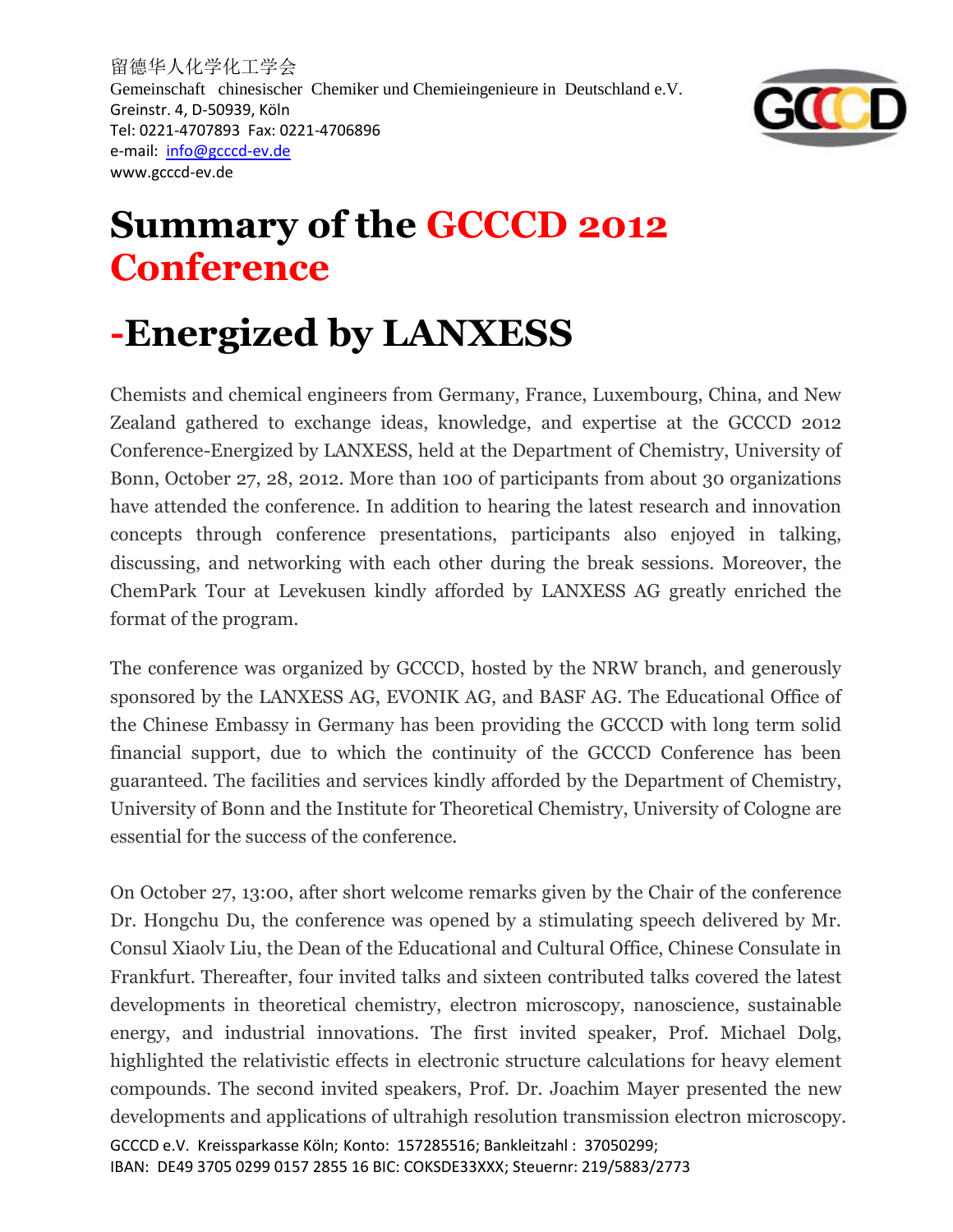留德华人化学化工学会
Gemeinschaft chinesischer Chemiker und Chemieingenieure in Deutschland e.V.
Greinstr. 4, D-50939, Köln
Tel: 0221-4707893 Fax: 0221-4706896
e-mail: info@gcccd-ev.de
www.gcccd-ev.de

# Summary of the GCCCD 2012 Conference

# -Energized by LANXESS

Chemists and chemical engineers from Germany, France, Luxembourg, China, and New Zealand gathered to exchange ideas, knowledge, and expertise at the GCCCD 2012 Conference-Energized by LANXESS, held at the Department of Chemistry, University of Bonn, October 27, 28, 2012. More than 100 of participants from about 30 organizations have attended the conference. In addition to hearing the latest research and innovation concepts through conference presentations, participants also enjoyed in talking, discussing, and networking with each other during the break sessions. Moreover, the ChemPark Tour at Levekusen kindly afforded by LANXESS AG greatly enriched the format of the program.

The conference was organized by GCCCD, hosted by the NRW branch, and generously sponsored by the LANXESS AG, EVONIK AG, and BASF AG. The Educational Office of the Chinese Embassy in Germany has been providing the GCCCD with long term solid financial support, due to which the continuity of the GCCCD Conference has been guaranteed. The facilities and services kindly afforded by the Department of Chemistry, University of Bonn and the Institute for Theoretical Chemistry, University of Cologne are essential for the success of the conference.

On October 27, 13:00, after short welcome remarks given by the Chair of the conference Dr. Hongchu Du, the conference was opened by a stimulating speech delivered by Mr. Consul Xiaolv Liu, the Dean of the Educational and Cultural Office, Chinese Consulate in Frankfurt. Thereafter, four invited talks and sixteen contributed talks covered the latest developments in theoretical chemistry, electron microscopy, nanoscience, sustainable energy, and industrial innovations. The first invited speaker, Prof. Michael Dolg, highlighted the relativistic effects in electronic structure calculations for heavy element compounds. The second invited speakers, Prof. Dr. Joachim Mayer presented the new developments and applications of ultrahigh resolution transmission electron microscopy.

GCCCD e.V. Kreissparkasse Köln; Konto: 157285516; Bankleitzahl : 37050299;
IBAN: DE49 3705 0299 0157 2855 16 BIC: COKSDE33XXX; Steuernr: 219/5883/2773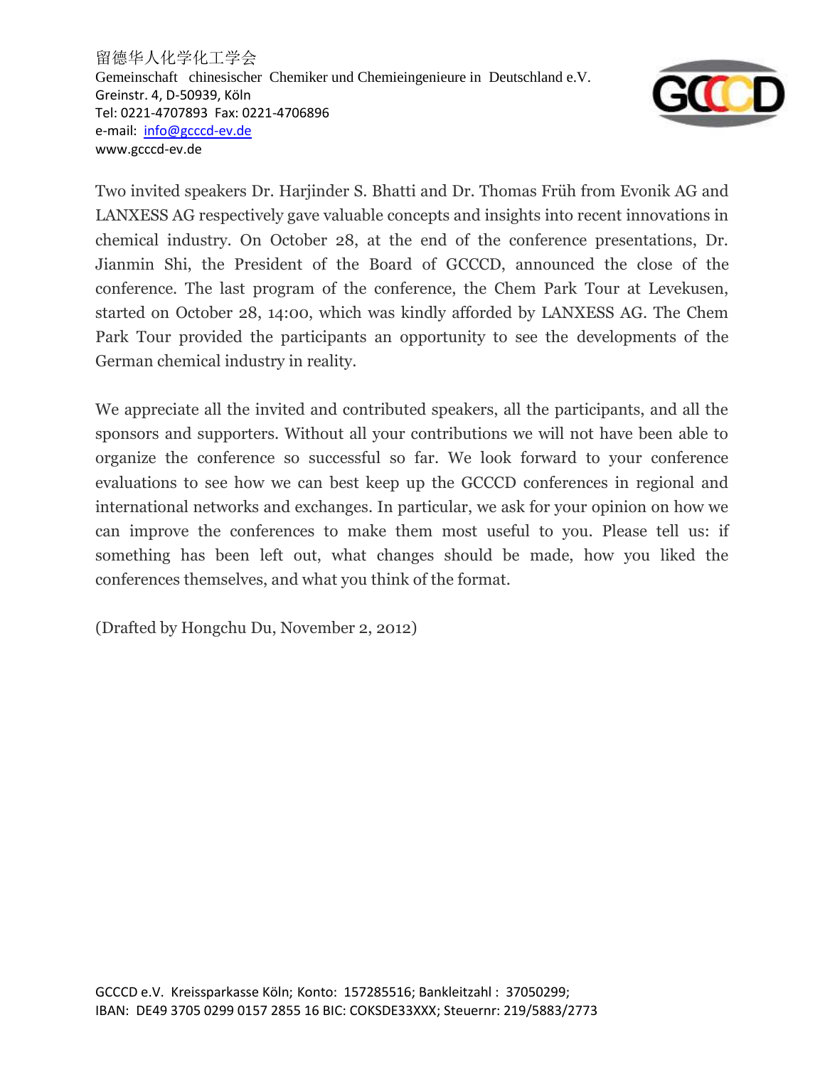留德华人化学化工学会
Gemeinschaft chinesischer Chemiker und Chemieingenieure in Deutschland e.V.
Greinstr. 4, D-50939, Köln
Tel: 0221-4707893 Fax: 0221-4706896
e-mail: info@gcccd-ev.de
www.gcccd-ev.de

Two invited speakers Dr. Harjinder S. Bhatti and Dr. Thomas Früh from Evonik AG and LANXESS AG respectively gave valuable concepts and insights into recent innovations in chemical industry. On October 28, at the end of the conference presentations, Dr. Jianmin Shi, the President of the Board of GCCCD, announced the close of the conference. The last program of the conference, the Chem Park Tour at Levekusen, started on October 28, 14:00, which was kindly afforded by LANXESS AG. The Chem Park Tour provided the participants an opportunity to see the developments of the German chemical industry in reality.

We appreciate all the invited and contributed speakers, all the participants, and all the sponsors and supporters. Without all your contributions we will not have been able to organize the conference so successful so far. We look forward to your conference evaluations to see how we can best keep up the GCCCD conferences in regional and international networks and exchanges. In particular, we ask for your opinion on how we can improve the conferences to make them most useful to you. Please tell us: if something has been left out, what changes should be made, how you liked the conferences themselves, and what you think of the format.

(Drafted by Hongchu Du, November 2, 2012)

GCCCD e.V. Kreissparkasse Köln; Konto: 157285516; Bankleitzahl : 37050299;
IBAN: DE49 3705 0299 0157 2855 16 BIC: COKSDE33XXX; Steuernr: 219/5883/2773